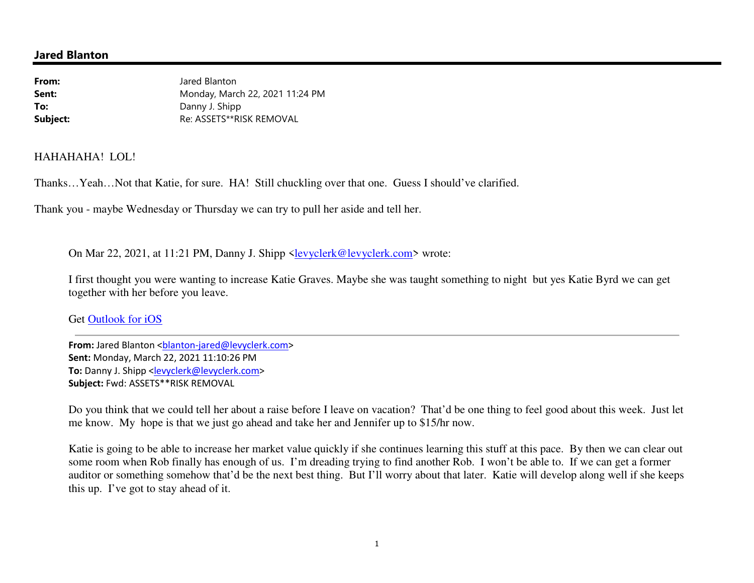**Jared Blanton**

---

**From:** Jared Blanton
**Sent:** Monday, March 22, 2021 11:24 PM
**To:** Danny J. Shipp
**Subject:** Re: ASSETS**RISK REMOVAL

HAHAHAHA! LOL!

Thanks…Yeah…Not that Katie, for sure. HA! Still chuckling over that one. Guess I should've clarified.

Thank you - maybe Wednesday or Thursday we can try to pull her aside and tell her.

> On Mar 22, 2021, at 11:21 PM, Danny J. Shipp <levyclerk@levyclerk.com> wrote:
>
> I first thought you were wanting to increase Katie Graves. Maybe she was taught something to night but yes Katie Byrd we can get together with her before you leave.
>
> Get Outlook for iOS
>
> ---
>
> **From:** Jared Blanton <blanton-jared@levyclerk.com>
> **Sent:** Monday, March 22, 2021 11:10:26 PM
> **To:** Danny J. Shipp <levyclerk@levyclerk.com>
> **Subject:** Fwd: ASSETS**RISK REMOVAL
>
> Do you think that we could tell her about a raise before I leave on vacation? That'd be one thing to feel good about this week. Just let me know. My hope is that we just go ahead and take her and Jennifer up to $15/hr now.
>
> Katie is going to be able to increase her market value quickly if she continues learning this stuff at this pace. By then we can clear out some room when Rob finally has enough of us. I'm dreading trying to find another Rob. I won't be able to. If we can get a former auditor or something somehow that'd be the next best thing. But I'll worry about that later. Katie will develop along well if she keeps this up. I've got to stay ahead of it.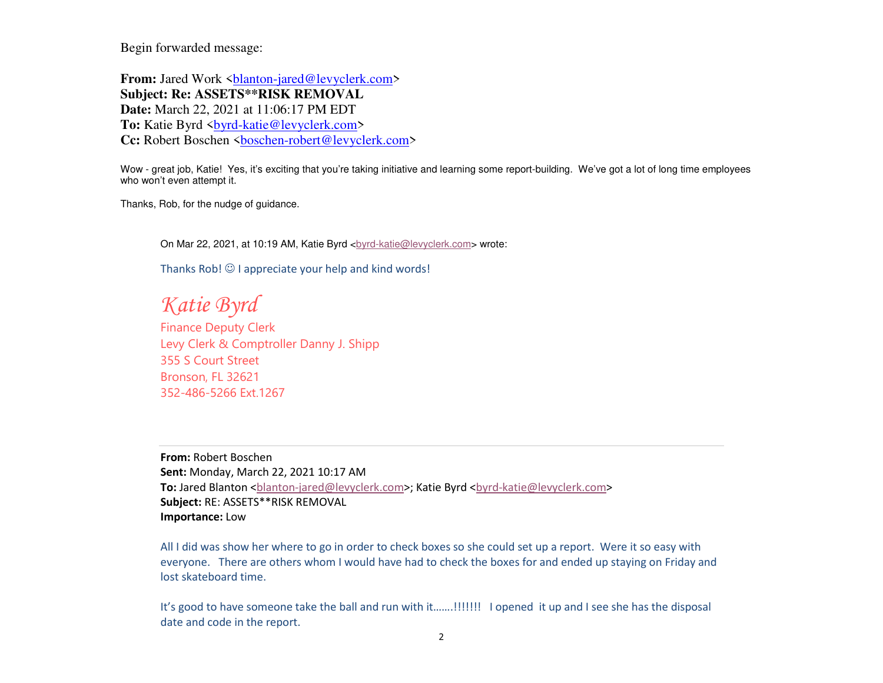Begin forwarded message:

**From:** Jared Work <blanton-jared@levyclerk.com>
**Subject: Re: ASSETS**RISK REMOVAL**
**Date:** March 22, 2021 at 11:06:17 PM EDT
**To:** Katie Byrd <byrd-katie@levyclerk.com>
**Cc:** Robert Boschen <boschen-robert@levyclerk.com>

Wow - great job, Katie! Yes, it's exciting that you're taking initiative and learning some report-building. We've got a lot of long time employees who won't even attempt it.

Thanks, Rob, for the nudge of guidance.

> On Mar 22, 2021, at 10:19 AM, Katie Byrd <byrd-katie@levyclerk.com> wrote:
>
> Thanks Rob! ☺ I appreciate your help and kind words!
>
> *Katie Byrd*
> Finance Deputy Clerk
> Levy Clerk & Comptroller Danny J. Shipp
> 355 S Court Street
> Bronson, FL 32621
> 352-486-5266 Ext.1267
>
> ---
>
> **From:** Robert Boschen
> **Sent:** Monday, March 22, 2021 10:17 AM
> **To:** Jared Blanton <blanton-jared@levyclerk.com>; Katie Byrd <byrd-katie@levyclerk.com>
> **Subject:** RE: ASSETS**RISK REMOVAL
> **Importance:** Low
>
> All I did was show her where to go in order to check boxes so she could set up a report. Were it so easy with everyone. There are others whom I would have had to check the boxes for and ended up staying on Friday and lost skateboard time.
>
> It's good to have someone take the ball and run with it…….!!!!!!! I opened it up and I see she has the disposal date and code in the report.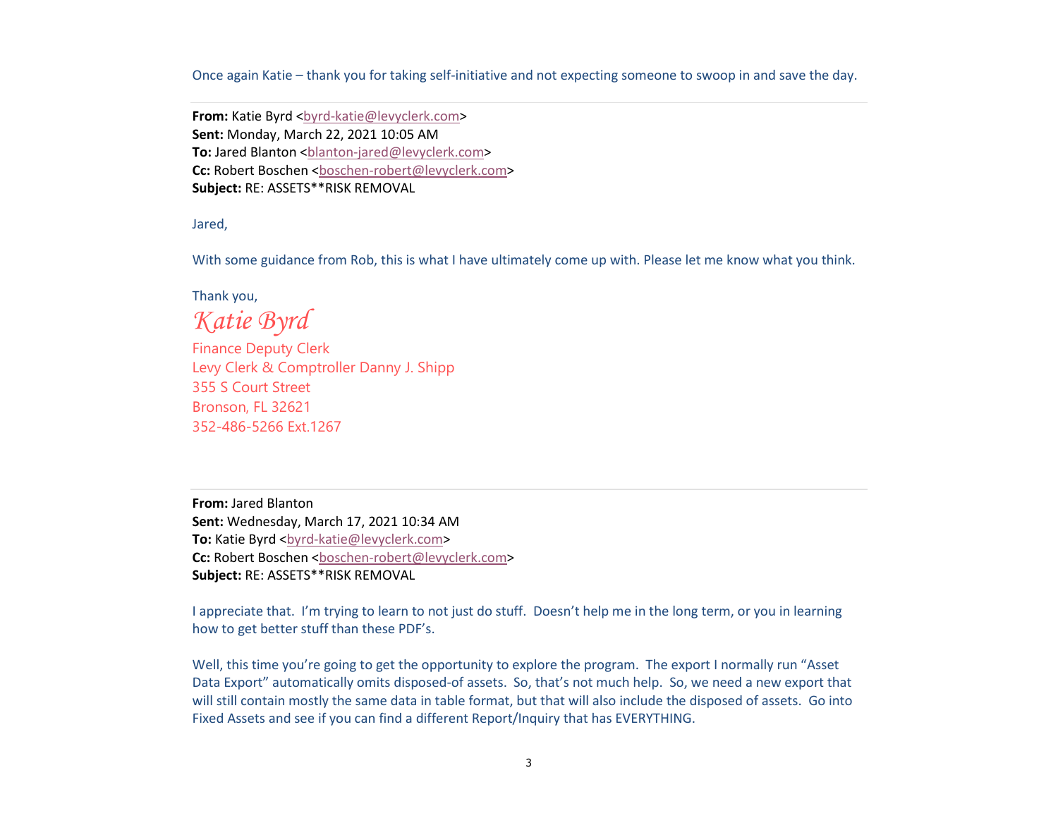Once again Katie – thank you for taking self-initiative and not expecting someone to swoop in and save the day.

---

**From:** Katie Byrd <byrd-katie@levyclerk.com>
**Sent:** Monday, March 22, 2021 10:05 AM
**To:** Jared Blanton <blanton-jared@levyclerk.com>
**Cc:** Robert Boschen <boschen-robert@levyclerk.com>
**Subject:** RE: ASSETS**RISK REMOVAL

Jared,

With some guidance from Rob, this is what I have ultimately come up with. Please let me know what you think.

Thank you,
*Katie Byrd*
Finance Deputy Clerk
Levy Clerk & Comptroller Danny J. Shipp
355 S Court Street
Bronson, FL 32621
352-486-5266 Ext.1267

---

**From:** Jared Blanton
**Sent:** Wednesday, March 17, 2021 10:34 AM
**To:** Katie Byrd <byrd-katie@levyclerk.com>
**Cc:** Robert Boschen <boschen-robert@levyclerk.com>
**Subject:** RE: ASSETS**RISK REMOVAL

I appreciate that. I'm trying to learn to not just do stuff. Doesn't help me in the long term, or you in learning how to get better stuff than these PDF's.

Well, this time you're going to get the opportunity to explore the program. The export I normally run "Asset Data Export" automatically omits disposed-of assets. So, that's not much help. So, we need a new export that will still contain mostly the same data in table format, but that will also include the disposed of assets. Go into Fixed Assets and see if you can find a different Report/Inquiry that has EVERYTHING.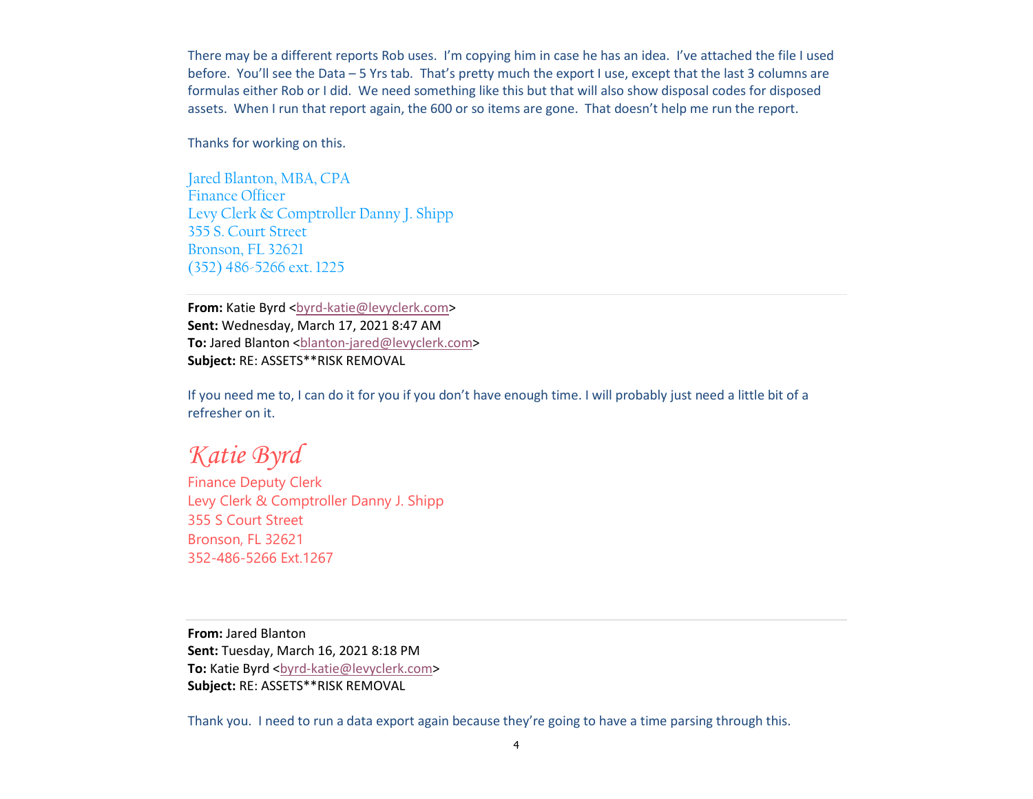There may be a different reports Rob uses. I'm copying him in case he has an idea. I've attached the file I used before. You'll see the Data – 5 Yrs tab. That's pretty much the export I use, except that the last 3 columns are formulas either Rob or I did. We need something like this but that will also show disposal codes for disposed assets. When I run that report again, the 600 or so items are gone. That doesn't help me run the report.

Thanks for working on this.

Jared Blanton, MBA, CPA
Finance Officer
Levy Clerk & Comptroller Danny J. Shipp
355 S. Court Street
Bronson, FL 32621
(352) 486-5266 ext. 1225

---

**From:** Katie Byrd <byrd-katie@levyclerk.com>
**Sent:** Wednesday, March 17, 2021 8:47 AM
**To:** Jared Blanton <blanton-jared@levyclerk.com>
**Subject:** RE: ASSETS**RISK REMOVAL

If you need me to, I can do it for you if you don't have enough time. I will probably just need a little bit of a refresher on it.

*Katie Byrd*
Finance Deputy Clerk
Levy Clerk & Comptroller Danny J. Shipp
355 S Court Street
Bronson, FL 32621
352-486-5266 Ext.1267

---

**From:** Jared Blanton
**Sent:** Tuesday, March 16, 2021 8:18 PM
**To:** Katie Byrd <byrd-katie@levyclerk.com>
**Subject:** RE: ASSETS**RISK REMOVAL

Thank you. I need to run a data export again because they're going to have a time parsing through this.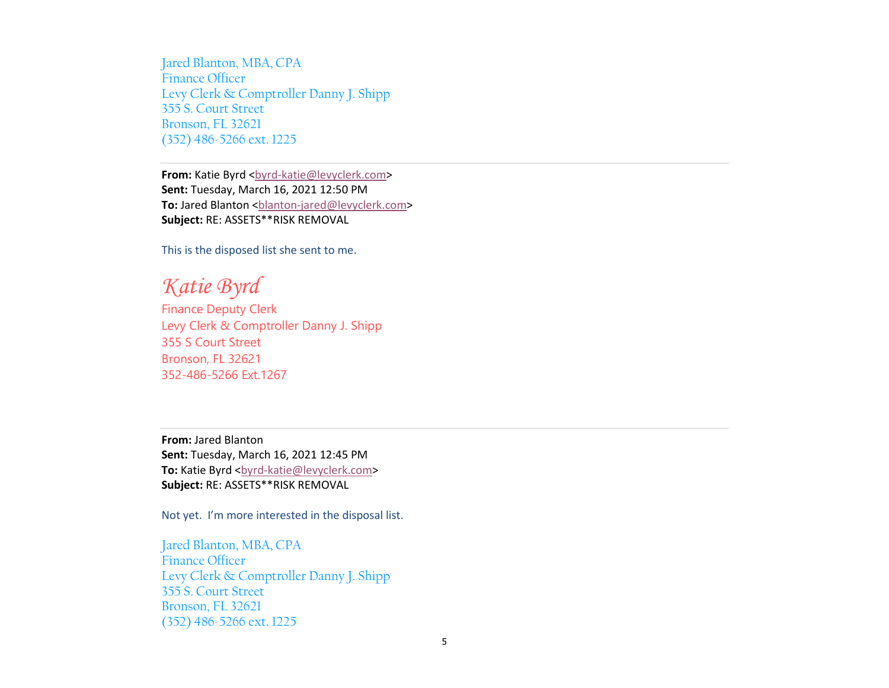Jared Blanton, MBA, CPA
Finance Officer
Levy Clerk & Comptroller Danny J. Shipp
355 S. Court Street
Bronson, FL 32621
(352) 486-5266 ext. 1225

---

**From:** Katie Byrd <byrd-katie@levyclerk.com>
**Sent:** Tuesday, March 16, 2021 12:50 PM
**To:** Jared Blanton <blanton-jared@levyclerk.com>
**Subject:** RE: ASSETS**RISK REMOVAL

This is the disposed list she sent to me.

*Katie Byrd*
Finance Deputy Clerk
Levy Clerk & Comptroller Danny J. Shipp
355 S Court Street
Bronson, FL 32621
352-486-5266 Ext.1267

---

**From:** Jared Blanton
**Sent:** Tuesday, March 16, 2021 12:45 PM
**To:** Katie Byrd <byrd-katie@levyclerk.com>
**Subject:** RE: ASSETS**RISK REMOVAL

Not yet. I'm more interested in the disposal list.

Jared Blanton, MBA, CPA
Finance Officer
Levy Clerk & Comptroller Danny J. Shipp
355 S. Court Street
Bronson, FL 32621
(352) 486-5266 ext. 1225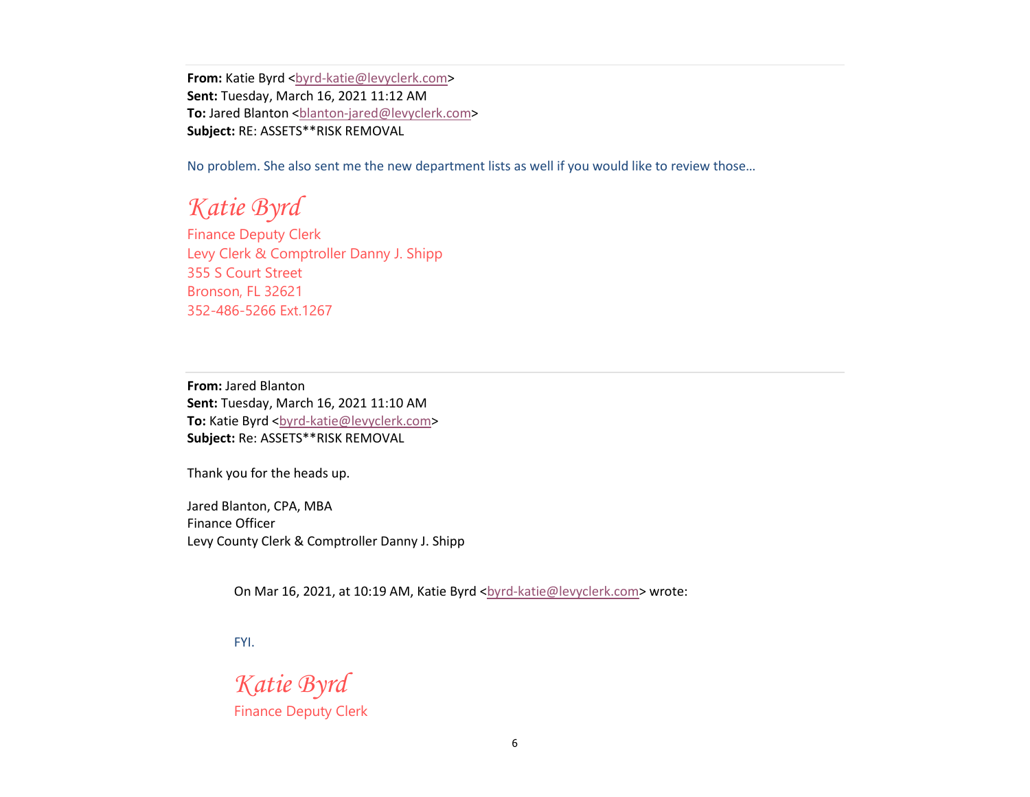---

**From:** Katie Byrd <byrd-katie@levyclerk.com>
**Sent:** Tuesday, March 16, 2021 11:12 AM
**To:** Jared Blanton <blanton-jared@levyclerk.com>
**Subject:** RE: ASSETS**RISK REMOVAL

No problem. She also sent me the new department lists as well if you would like to review those…

*Katie Byrd*
Finance Deputy Clerk
Levy Clerk & Comptroller Danny J. Shipp
355 S Court Street
Bronson, FL 32621
352-486-5266 Ext.1267

---

**From:** Jared Blanton
**Sent:** Tuesday, March 16, 2021 11:10 AM
**To:** Katie Byrd <byrd-katie@levyclerk.com>
**Subject:** Re: ASSETS**RISK REMOVAL

Thank you for the heads up.

Jared Blanton, CPA, MBA
Finance Officer
Levy County Clerk & Comptroller Danny J. Shipp

> On Mar 16, 2021, at 10:19 AM, Katie Byrd <byrd-katie@levyclerk.com> wrote:
>
> FYI.
>
> *Katie Byrd*
> Finance Deputy Clerk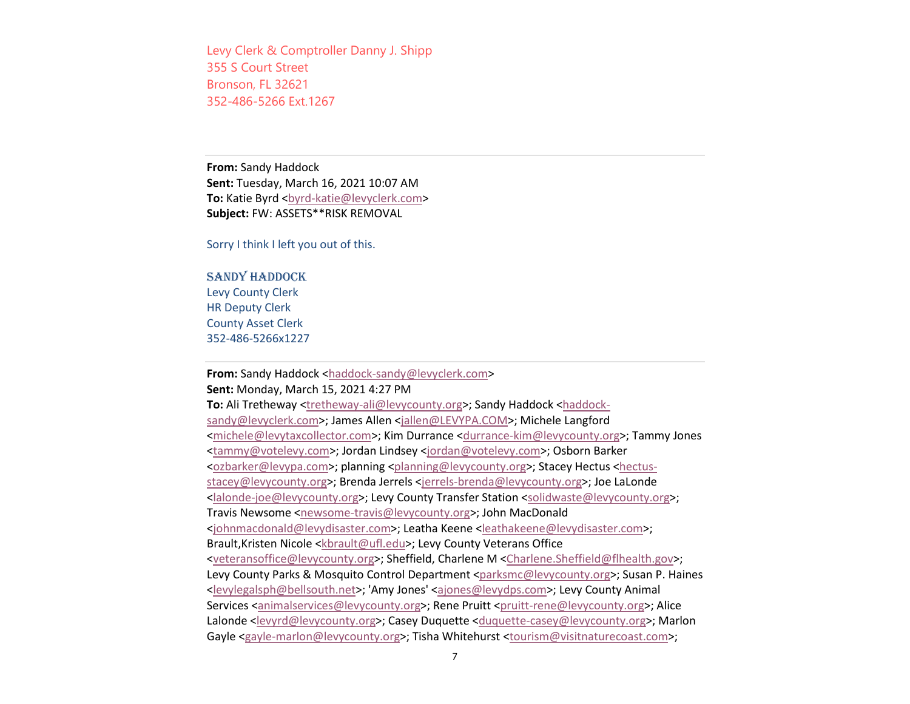Levy Clerk & Comptroller Danny J. Shipp
355 S Court Street
Bronson, FL 32621
352-486-5266 Ext.1267

---

**From:** Sandy Haddock
**Sent:** Tuesday, March 16, 2021 10:07 AM
**To:** Katie Byrd <byrd-katie@levyclerk.com>
**Subject:** FW: ASSETS**RISK REMOVAL

Sorry I think I left you out of this.

SANDY HADDOCK
Levy County Clerk
HR Deputy Clerk
County Asset Clerk
352-486-5266x1227

---

**From:** Sandy Haddock <haddock-sandy@levyclerk.com>
**Sent:** Monday, March 15, 2021 4:27 PM
**To:** Ali Tretheway <tretheway-ali@levycounty.org>; Sandy Haddock <haddock-sandy@levyclerk.com>; James Allen <jallen@LEVYPA.COM>; Michele Langford <michele@levytaxcollector.com>; Kim Durrance <durrance-kim@levycounty.org>; Tammy Jones <tammy@votelevy.com>; Jordan Lindsey <jordan@votelevy.com>; Osborn Barker <ozbarker@levypa.com>; planning <planning@levycounty.org>; Stacey Hectus <hectus-stacey@levycounty.org>; Brenda Jerrels <jerrels-brenda@levycounty.org>; Joe LaLonde <lalonde-joe@levycounty.org>; Levy County Transfer Station <solidwaste@levycounty.org>; Travis Newsome <newsome-travis@levycounty.org>; John MacDonald <johnmacdonald@levydisaster.com>; Leatha Keene <leathakeene@levydisaster.com>; Brault,Kristen Nicole <kbrault@ufl.edu>; Levy County Veterans Office <veteransoffice@levycounty.org>; Sheffield, Charlene M <Charlene.Sheffield@flhealth.gov>; Levy County Parks & Mosquito Control Department <parksmc@levycounty.org>; Susan P. Haines <levylegalsph@bellsouth.net>; 'Amy Jones' <ajones@levydps.com>; Levy County Animal Services <animalservices@levycounty.org>; Rene Pruitt <pruitt-rene@levycounty.org>; Alice Lalonde <levyrd@levycounty.org>; Casey Duquette <duquette-casey@levycounty.org>; Marlon Gayle <gayle-marlon@levycounty.org>; Tisha Whitehurst <tourism@visitnaturecoast.com>;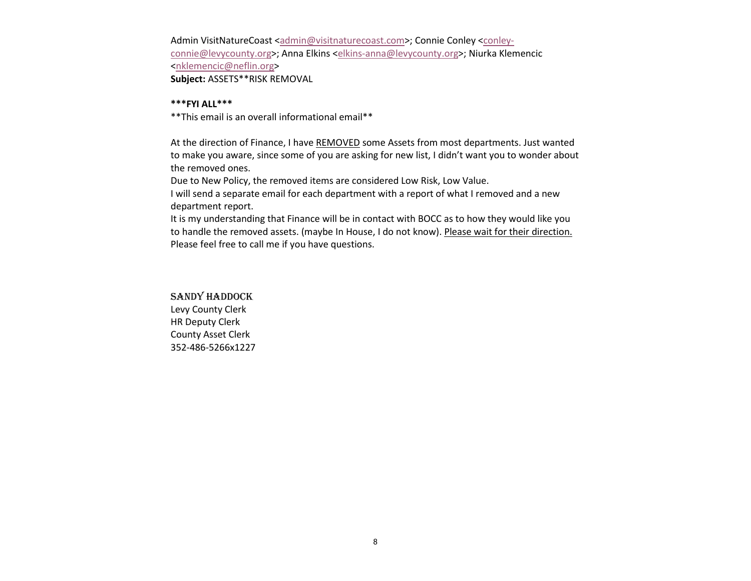Admin VisitNatureCoast <admin@visitnaturecoast.com>; Connie Conley <conley-connie@levycounty.org>; Anna Elkins <elkins-anna@levycounty.org>; Niurka Klemencic <nklemencic@neflin.org>
**Subject:** ASSETS**RISK REMOVAL

*****FYI ALL*****
**This email is an overall informational email**

At the direction of Finance, I have REMOVED some Assets from most departments. Just wanted to make you aware, since some of you are asking for new list, I didn't want you to wonder about the removed ones.
Due to New Policy, the removed items are considered Low Risk, Low Value.
I will send a separate email for each department with a report of what I removed and a new department report.
It is my understanding that Finance will be in contact with BOCC as to how they would like you to handle the removed assets. (maybe In House, I do not know). Please wait for their direction.
Please feel free to call me if you have questions.

SANDY HADDOCK
Levy County Clerk
HR Deputy Clerk
County Asset Clerk
352-486-5266x1227